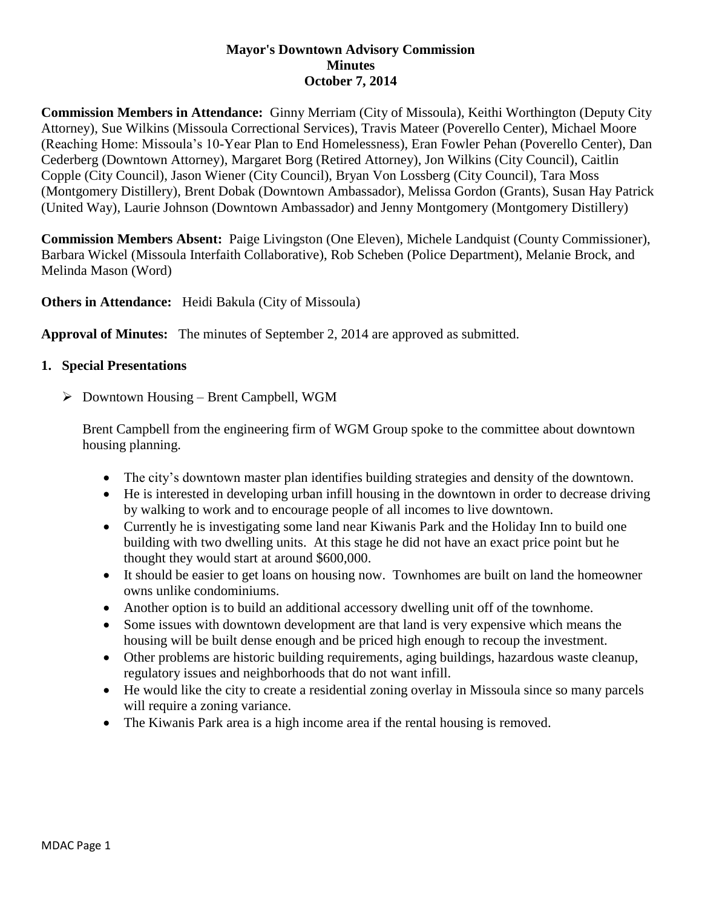# Mayor's Downtown Advisory Commission
## Minutes
### October 7, 2014

**Commission Members in Attendance:** Ginny Merriam (City of Missoula), Keithi Worthington (Deputy City Attorney), Sue Wilkins (Missoula Correctional Services), Travis Mateer (Poverello Center), Michael Moore (Reaching Home: Missoula's 10-Year Plan to End Homelessness), Eran Fowler Pehan (Poverello Center), Dan Cederberg (Downtown Attorney), Margaret Borg (Retired Attorney), Jon Wilkins (City Council), Caitlin Copple (City Council), Jason Wiener (City Council), Bryan Von Lossberg (City Council), Tara Moss (Montgomery Distillery), Brent Dobak (Downtown Ambassador), Melissa Gordon (Grants), Susan Hay Patrick (United Way), Laurie Johnson (Downtown Ambassador) and Jenny Montgomery (Montgomery Distillery)

**Commission Members Absent:** Paige Livingston (One Eleven), Michele Landquist (County Commissioner), Barbara Wickel (Missoula Interfaith Collaborative), Rob Scheben (Police Department), Melanie Brock, and Melinda Mason (Word)

**Others in Attendance:** Heidi Bakula (City of Missoula)

**Approval of Minutes:** The minutes of September 2, 2014 are approved as submitted.

**1. Special Presentations**

- Downtown Housing – Brent Campbell, WGM

  Brent Campbell from the engineering firm of WGM Group spoke to the committee about downtown housing planning.

  - The city's downtown master plan identifies building strategies and density of the downtown.
  - He is interested in developing urban infill housing in the downtown in order to decrease driving by walking to work and to encourage people of all incomes to live downtown.
  - Currently he is investigating some land near Kiwanis Park and the Holiday Inn to build one building with two dwelling units. At this stage he did not have an exact price point but he thought they would start at around $600,000.
  - It should be easier to get loans on housing now. Townhomes are built on land the homeowner owns unlike condominiums.
  - Another option is to build an additional accessory dwelling unit off of the townhome.
  - Some issues with downtown development are that land is very expensive which means the housing will be built dense enough and be priced high enough to recoup the investment.
  - Other problems are historic building requirements, aging buildings, hazardous waste cleanup, regulatory issues and neighborhoods that do not want infill.
  - He would like the city to create a residential zoning overlay in Missoula since so many parcels will require a zoning variance.
  - The Kiwanis Park area is a high income area if the rental housing is removed.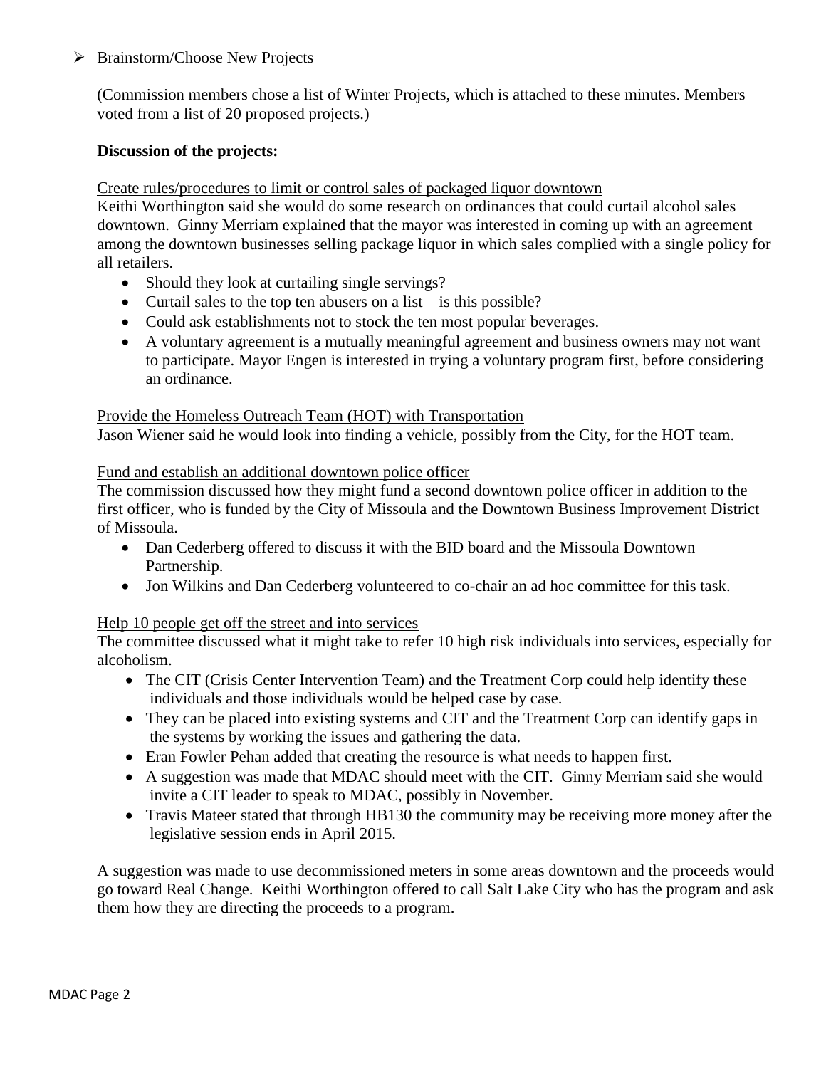- Brainstorm/Choose New Projects

  (Commission members chose a list of Winter Projects, which is attached to these minutes. Members voted from a list of 20 proposed projects.)

**Discussion of the projects:**

<u>Create rules/procedures to limit or control sales of packaged liquor downtown</u>

Keithi Worthington said she would do some research on ordinances that could curtail alcohol sales downtown. Ginny Merriam explained that the mayor was interested in coming up with an agreement among the downtown businesses selling package liquor in which sales complied with a single policy for all retailers.

- Should they look at curtailing single servings?
- Curtail sales to the top ten abusers on a list – is this possible?
- Could ask establishments not to stock the ten most popular beverages.
- A voluntary agreement is a mutually meaningful agreement and business owners may not want to participate. Mayor Engen is interested in trying a voluntary program first, before considering an ordinance.

<u>Provide the Homeless Outreach Team (HOT) with Transportation</u>

Jason Wiener said he would look into finding a vehicle, possibly from the City, for the HOT team.

<u>Fund and establish an additional downtown police officer</u>

The commission discussed how they might fund a second downtown police officer in addition to the first officer, who is funded by the City of Missoula and the Downtown Business Improvement District of Missoula.

- Dan Cederberg offered to discuss it with the BID board and the Missoula Downtown Partnership.
- Jon Wilkins and Dan Cederberg volunteered to co-chair an ad hoc committee for this task.

<u>Help 10 people get off the street and into services</u>

The committee discussed what it might take to refer 10 high risk individuals into services, especially for alcoholism.

- The CIT (Crisis Center Intervention Team) and the Treatment Corp could help identify these individuals and those individuals would be helped case by case.
- They can be placed into existing systems and CIT and the Treatment Corp can identify gaps in the systems by working the issues and gathering the data.
- Eran Fowler Pehan added that creating the resource is what needs to happen first.
- A suggestion was made that MDAC should meet with the CIT. Ginny Merriam said she would invite a CIT leader to speak to MDAC, possibly in November.
- Travis Mateer stated that through HB130 the community may be receiving more money after the legislative session ends in April 2015.

A suggestion was made to use decommissioned meters in some areas downtown and the proceeds would go toward Real Change. Keithi Worthington offered to call Salt Lake City who has the program and ask them how they are directing the proceeds to a program.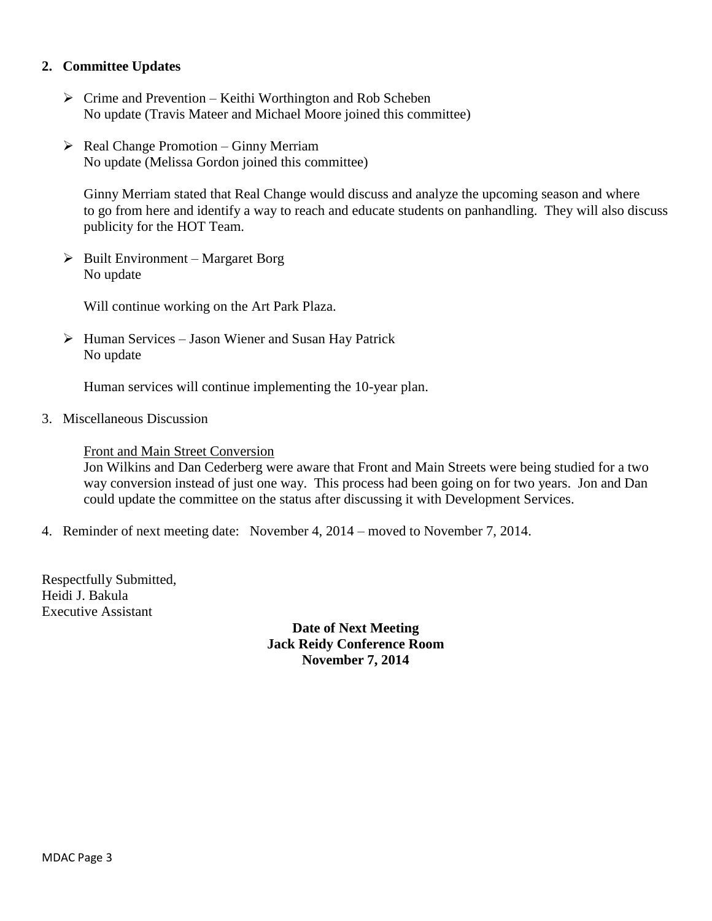## 2. Committee Updates

- Crime and Prevention – Keithi Worthington and Rob Scheben
  No update (Travis Mateer and Michael Moore joined this committee)

- Real Change Promotion – Ginny Merriam
  No update (Melissa Gordon joined this committee)

  Ginny Merriam stated that Real Change would discuss and analyze the upcoming season and where to go from here and identify a way to reach and educate students on panhandling. They will also discuss publicity for the HOT Team.

- Built Environment – Margaret Borg
  No update

  Will continue working on the Art Park Plaza.

- Human Services – Jason Wiener and Susan Hay Patrick
  No update

  Human services will continue implementing the 10-year plan.

3. Miscellaneous Discussion

   Front and Main Street Conversion
   Jon Wilkins and Dan Cederberg were aware that Front and Main Streets were being studied for a two way conversion instead of just one way. This process had been going on for two years. Jon and Dan could update the committee on the status after discussing it with Development Services.

4. Reminder of next meeting date: November 4, 2014 – moved to November 7, 2014.

Respectfully Submitted,
Heidi J. Bakula
Executive Assistant

**Date of Next Meeting**
**Jack Reidy Conference Room**
**November 7, 2014**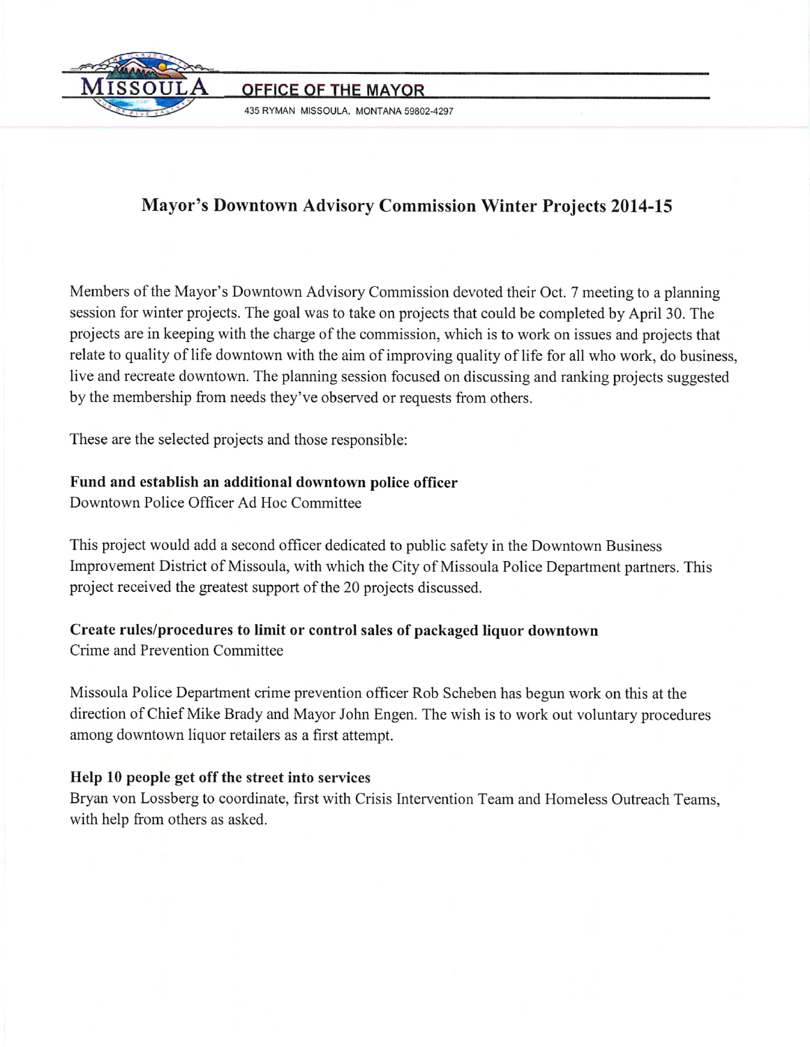MISSOULA

OFFICE OF THE MAYOR

435 RYMAN MISSOULA, MONTANA 59802-4297

# Mayor's Downtown Advisory Commission Winter Projects 2014-15

Members of the Mayor's Downtown Advisory Commission devoted their Oct. 7 meeting to a planning session for winter projects. The goal was to take on projects that could be completed by April 30. The projects are in keeping with the charge of the commission, which is to work on issues and projects that relate to quality of life downtown with the aim of improving quality of life for all who work, do business, live and recreate downtown. The planning session focused on discussing and ranking projects suggested by the membership from needs they've observed or requests from others.

These are the selected projects and those responsible:

**Fund and establish an additional downtown police officer**
Downtown Police Officer Ad Hoc Committee

This project would add a second officer dedicated to public safety in the Downtown Business Improvement District of Missoula, with which the City of Missoula Police Department partners. This project received the greatest support of the 20 projects discussed.

**Create rules/procedures to limit or control sales of packaged liquor downtown**
Crime and Prevention Committee

Missoula Police Department crime prevention officer Rob Scheben has begun work on this at the direction of Chief Mike Brady and Mayor John Engen. The wish is to work out voluntary procedures among downtown liquor retailers as a first attempt.

**Help 10 people get off the street into services**
Bryan von Lossberg to coordinate, first with Crisis Intervention Team and Homeless Outreach Teams, with help from others as asked.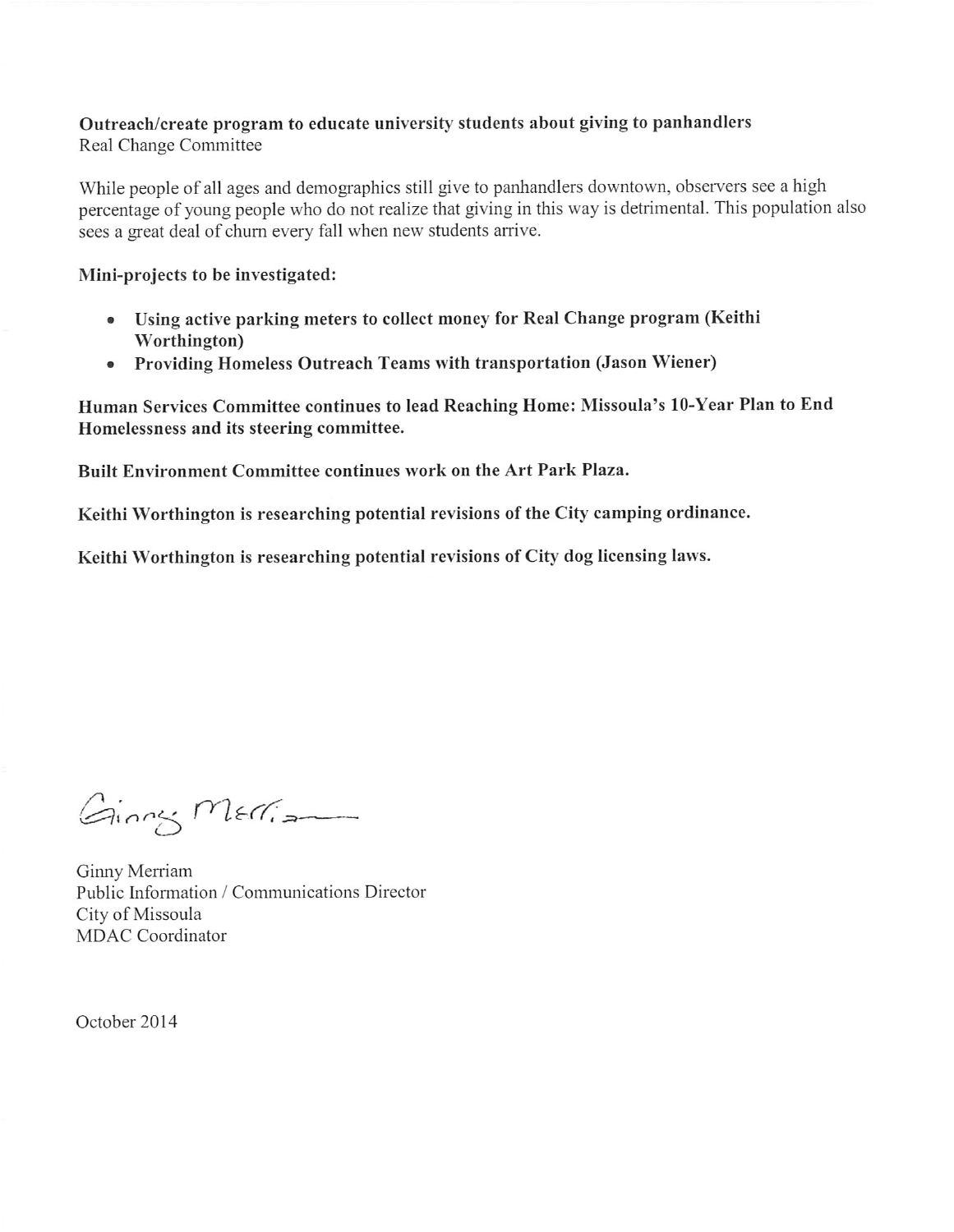**Outreach/create program to educate university students about giving to panhandlers**
Real Change Committee

While people of all ages and demographics still give to panhandlers downtown, observers see a high percentage of young people who do not realize that giving in this way is detrimental. This population also sees a great deal of churn every fall when new students arrive.

**Mini-projects to be investigated:**

- **Using active parking meters to collect money for Real Change program (Keithi Worthington)**
- **Providing Homeless Outreach Teams with transportation (Jason Wiener)**

**Human Services Committee continues to lead Reaching Home: Missoula's 10-Year Plan to End Homelessness and its steering committee.**

**Built Environment Committee continues work on the Art Park Plaza.**

**Keithi Worthington is researching potential revisions of the City camping ordinance.**

**Keithi Worthington is researching potential revisions of City dog licensing laws.**

Ginny Merriam

Ginny Merriam
Public Information / Communications Director
City of Missoula
MDAC Coordinator

October 2014